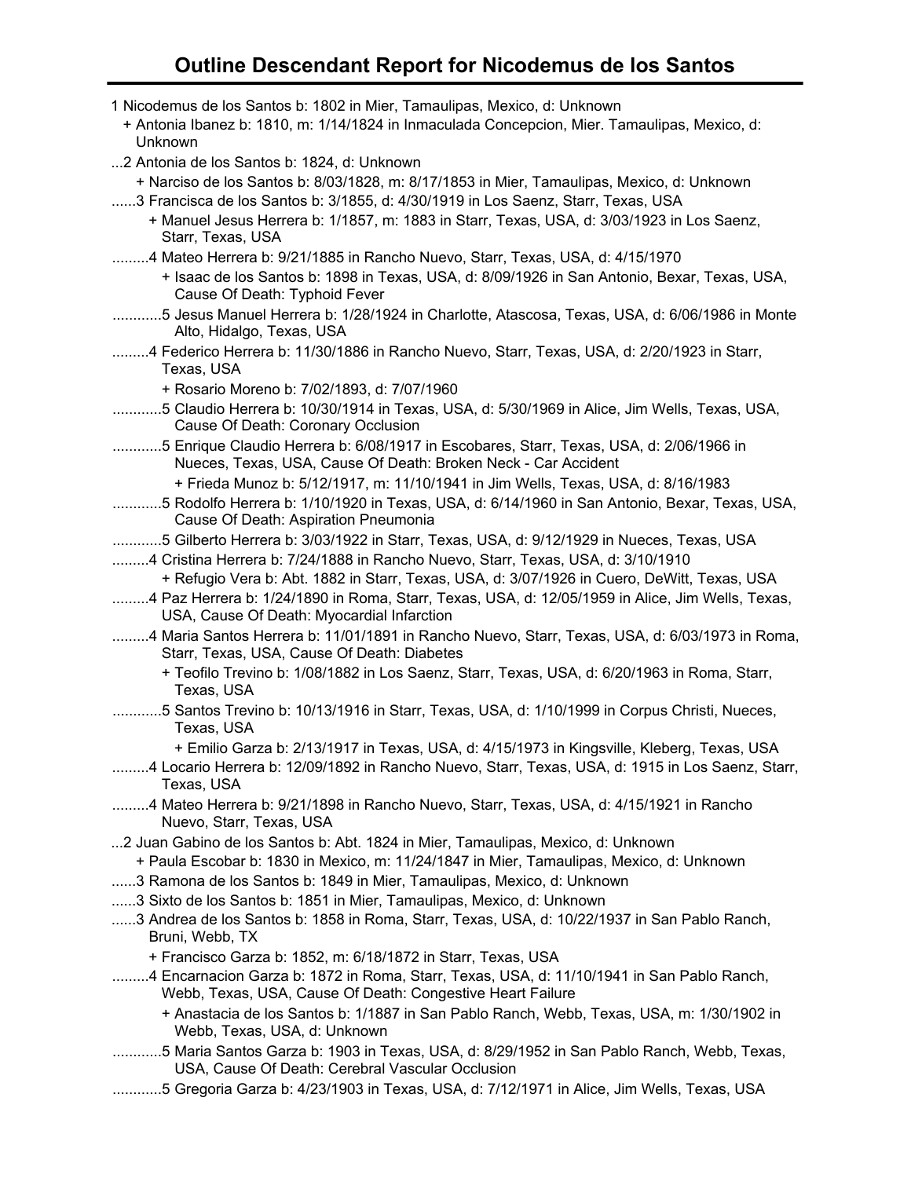# Outline Descendant Report for Nicodemus de los Santos

1 Nicodemus de los Santos b: 1802 in Mier, Tamaulipas, Mexico, d: Unknown
  + Antonia Ibanez b: 1810, m: 1/14/1824 in Inmaculada Concepcion, Mier. Tamaulipas, Mexico, d: Unknown
...2 Antonia de los Santos b: 1824, d: Unknown
  + Narciso de los Santos b: 8/03/1828, m: 8/17/1853 in Mier, Tamaulipas, Mexico, d: Unknown
......3 Francisca de los Santos b: 3/1855, d: 4/30/1919 in Los Saenz, Starr, Texas, USA
  + Manuel Jesus Herrera b: 1/1857, m: 1883 in Starr, Texas, USA, d: 3/03/1923 in Los Saenz, Starr, Texas, USA
.........4 Mateo Herrera b: 9/21/1885 in Rancho Nuevo, Starr, Texas, USA, d: 4/15/1970
  + Isaac de los Santos b: 1898 in Texas, USA, d: 8/09/1926 in San Antonio, Bexar, Texas, USA, Cause Of Death: Typhoid Fever
............5 Jesus Manuel Herrera b: 1/28/1924 in Charlotte, Atascosa, Texas, USA, d: 6/06/1986 in Monte Alto, Hidalgo, Texas, USA
.........4 Federico Herrera b: 11/30/1886 in Rancho Nuevo, Starr, Texas, USA, d: 2/20/1923 in Starr, Texas, USA
  + Rosario Moreno b: 7/02/1893, d: 7/07/1960
............5 Claudio Herrera b: 10/30/1914 in Texas, USA, d: 5/30/1969 in Alice, Jim Wells, Texas, USA, Cause Of Death: Coronary Occlusion
............5 Enrique Claudio Herrera b: 6/08/1917 in Escobares, Starr, Texas, USA, d: 2/06/1966 in Nueces, Texas, USA, Cause Of Death: Broken Neck - Car Accident
  + Frieda Munoz b: 5/12/1917, m: 11/10/1941 in Jim Wells, Texas, USA, d: 8/16/1983
............5 Rodolfo Herrera b: 1/10/1920 in Texas, USA, d: 6/14/1960 in San Antonio, Bexar, Texas, USA, Cause Of Death: Aspiration Pneumonia
............5 Gilberto Herrera b: 3/03/1922 in Starr, Texas, USA, d: 9/12/1929 in Nueces, Texas, USA
.........4 Cristina Herrera b: 7/24/1888 in Rancho Nuevo, Starr, Texas, USA, d: 3/10/1910
  + Refugio Vera b: Abt. 1882 in Starr, Texas, USA, d: 3/07/1926 in Cuero, DeWitt, Texas, USA
.........4 Paz Herrera b: 1/24/1890 in Roma, Starr, Texas, USA, d: 12/05/1959 in Alice, Jim Wells, Texas, USA, Cause Of Death: Myocardial Infarction
.........4 Maria Santos Herrera b: 11/01/1891 in Rancho Nuevo, Starr, Texas, USA, d: 6/03/1973 in Roma, Starr, Texas, USA, Cause Of Death: Diabetes
  + Teofilo Trevino b: 1/08/1882 in Los Saenz, Starr, Texas, USA, d: 6/20/1963 in Roma, Starr, Texas, USA
............5 Santos Trevino b: 10/13/1916 in Starr, Texas, USA, d: 1/10/1999 in Corpus Christi, Nueces, Texas, USA
  + Emilio Garza b: 2/13/1917 in Texas, USA, d: 4/15/1973 in Kingsville, Kleberg, Texas, USA
.........4 Locario Herrera b: 12/09/1892 in Rancho Nuevo, Starr, Texas, USA, d: 1915 in Los Saenz, Starr, Texas, USA
.........4 Mateo Herrera b: 9/21/1898 in Rancho Nuevo, Starr, Texas, USA, d: 4/15/1921 in Rancho Nuevo, Starr, Texas, USA
...2 Juan Gabino de los Santos b: Abt. 1824 in Mier, Tamaulipas, Mexico, d: Unknown
  + Paula Escobar b: 1830 in Mexico, m: 11/24/1847 in Mier, Tamaulipas, Mexico, d: Unknown
......3 Ramona de los Santos b: 1849 in Mier, Tamaulipas, Mexico, d: Unknown
......3 Sixto de los Santos b: 1851 in Mier, Tamaulipas, Mexico, d: Unknown
......3 Andrea de los Santos b: 1858 in Roma, Starr, Texas, USA, d: 10/22/1937 in San Pablo Ranch, Bruni, Webb, TX
  + Francisco Garza b: 1852, m: 6/18/1872 in Starr, Texas, USA
.........4 Encarnacion Garza b: 1872 in Roma, Starr, Texas, USA, d: 11/10/1941 in San Pablo Ranch, Webb, Texas, USA, Cause Of Death: Congestive Heart Failure
  + Anastacia de los Santos b: 1/1887 in San Pablo Ranch, Webb, Texas, USA, m: 1/30/1902 in Webb, Texas, USA, d: Unknown
............5 Maria Santos Garza b: 1903 in Texas, USA, d: 8/29/1952 in San Pablo Ranch, Webb, Texas, USA, Cause Of Death: Cerebral Vascular Occlusion
............5 Gregoria Garza b: 4/23/1903 in Texas, USA, d: 7/12/1971 in Alice, Jim Wells, Texas, USA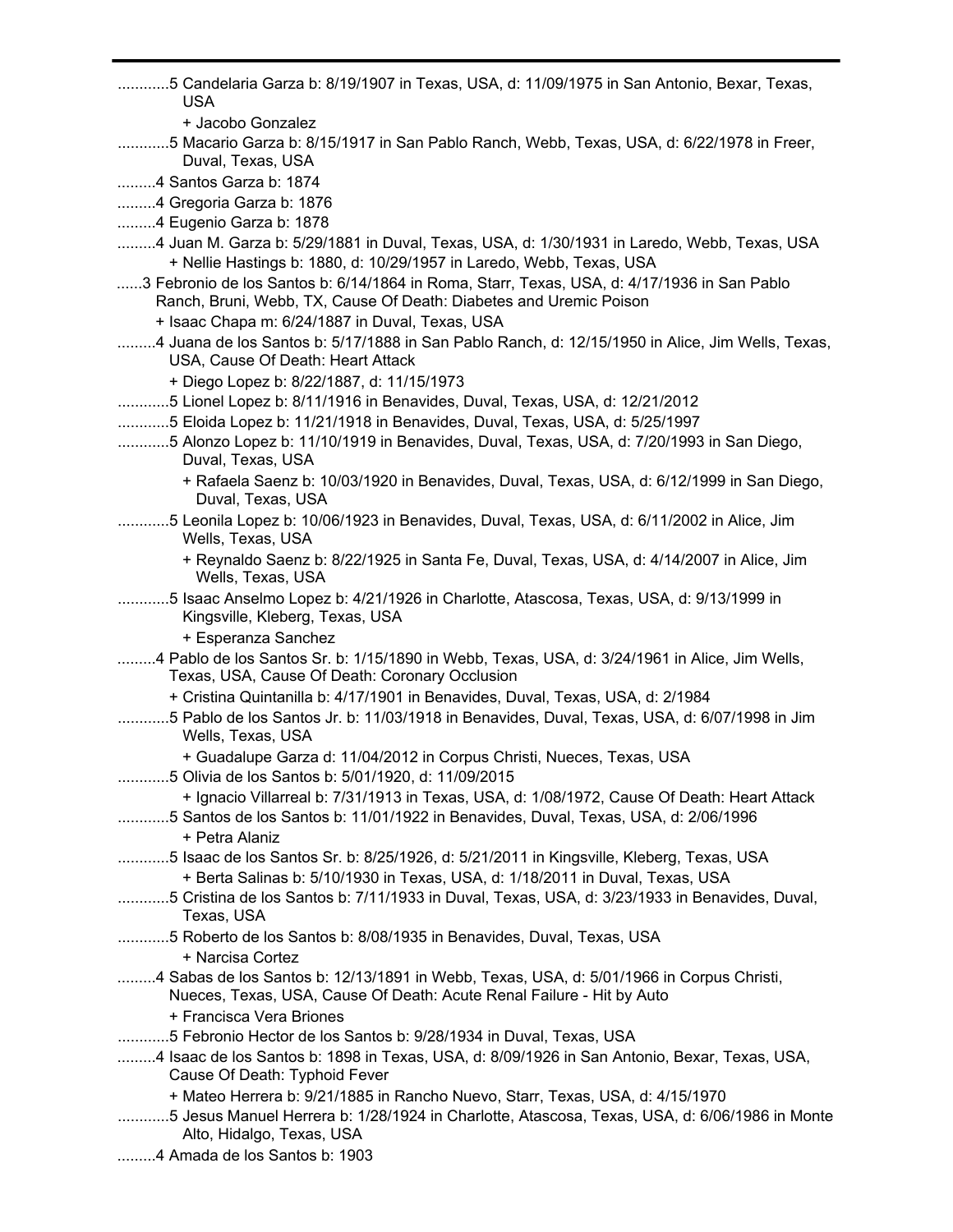............5 Candelaria Garza b: 8/19/1907 in Texas, USA, d: 11/09/1975 in San Antonio, Bexar, Texas, USA

+ Jacobo Gonzalez

............5 Macario Garza b: 8/15/1917 in San Pablo Ranch, Webb, Texas, USA, d: 6/22/1978 in Freer, Duval, Texas, USA

.........4 Santos Garza b: 1874

.........4 Gregoria Garza b: 1876

.........4 Eugenio Garza b: 1878

.........4 Juan M. Garza b: 5/29/1881 in Duval, Texas, USA, d: 1/30/1931 in Laredo, Webb, Texas, USA

+ Nellie Hastings b: 1880, d: 10/29/1957 in Laredo, Webb, Texas, USA

......3 Febronio de los Santos b: 6/14/1864 in Roma, Starr, Texas, USA, d: 4/17/1936 in San Pablo Ranch, Bruni, Webb, TX, Cause Of Death: Diabetes and Uremic Poison

+ Isaac Chapa m: 6/24/1887 in Duval, Texas, USA

.........4 Juana de los Santos b: 5/17/1888 in San Pablo Ranch, d: 12/15/1950 in Alice, Jim Wells, Texas, USA, Cause Of Death: Heart Attack

+ Diego Lopez b: 8/22/1887, d: 11/15/1973

............5 Lionel Lopez b: 8/11/1916 in Benavides, Duval, Texas, USA, d: 12/21/2012

............5 Eloida Lopez b: 11/21/1918 in Benavides, Duval, Texas, USA, d: 5/25/1997

............5 Alonzo Lopez b: 11/10/1919 in Benavides, Duval, Texas, USA, d: 7/20/1993 in San Diego, Duval, Texas, USA

+ Rafaela Saenz b: 10/03/1920 in Benavides, Duval, Texas, USA, d: 6/12/1999 in San Diego, Duval, Texas, USA

............5 Leonila Lopez b: 10/06/1923 in Benavides, Duval, Texas, USA, d: 6/11/2002 in Alice, Jim Wells, Texas, USA

+ Reynaldo Saenz b: 8/22/1925 in Santa Fe, Duval, Texas, USA, d: 4/14/2007 in Alice, Jim Wells, Texas, USA

............5 Isaac Anselmo Lopez b: 4/21/1926 in Charlotte, Atascosa, Texas, USA, d: 9/13/1999 in Kingsville, Kleberg, Texas, USA

+ Esperanza Sanchez

.........4 Pablo de los Santos Sr. b: 1/15/1890 in Webb, Texas, USA, d: 3/24/1961 in Alice, Jim Wells, Texas, USA, Cause Of Death: Coronary Occlusion

+ Cristina Quintanilla b: 4/17/1901 in Benavides, Duval, Texas, USA, d: 2/1984

............5 Pablo de los Santos Jr. b: 11/03/1918 in Benavides, Duval, Texas, USA, d: 6/07/1998 in Jim Wells, Texas, USA

+ Guadalupe Garza d: 11/04/2012 in Corpus Christi, Nueces, Texas, USA

............5 Olivia de los Santos b: 5/01/1920, d: 11/09/2015

+ Ignacio Villarreal b: 7/31/1913 in Texas, USA, d: 1/08/1972, Cause Of Death: Heart Attack

............5 Santos de los Santos b: 11/01/1922 in Benavides, Duval, Texas, USA, d: 2/06/1996

+ Petra Alaniz

............5 Isaac de los Santos Sr. b: 8/25/1926, d: 5/21/2011 in Kingsville, Kleberg, Texas, USA

+ Berta Salinas b: 5/10/1930 in Texas, USA, d: 1/18/2011 in Duval, Texas, USA

............5 Cristina de los Santos b: 7/11/1933 in Duval, Texas, USA, d: 3/23/1933 in Benavides, Duval, Texas, USA

............5 Roberto de los Santos b: 8/08/1935 in Benavides, Duval, Texas, USA

+ Narcisa Cortez

.........4 Sabas de los Santos b: 12/13/1891 in Webb, Texas, USA, d: 5/01/1966 in Corpus Christi, Nueces, Texas, USA, Cause Of Death: Acute Renal Failure - Hit by Auto

+ Francisca Vera Briones

............5 Febronio Hector de los Santos b: 9/28/1934 in Duval, Texas, USA

.........4 Isaac de los Santos b: 1898 in Texas, USA, d: 8/09/1926 in San Antonio, Bexar, Texas, USA, Cause Of Death: Typhoid Fever

+ Mateo Herrera b: 9/21/1885 in Rancho Nuevo, Starr, Texas, USA, d: 4/15/1970

............5 Jesus Manuel Herrera b: 1/28/1924 in Charlotte, Atascosa, Texas, USA, d: 6/06/1986 in Monte Alto, Hidalgo, Texas, USA

.........4 Amada de los Santos b: 1903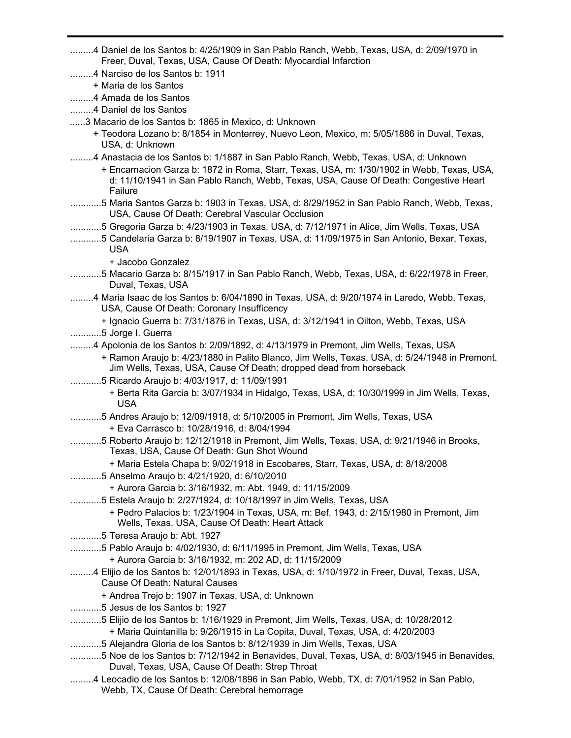.........4 Daniel de los Santos b: 4/25/1909 in San Pablo Ranch, Webb, Texas, USA, d: 2/09/1970 in Freer, Duval, Texas, USA, Cause Of Death: Myocardial Infarction

.........4 Narciso de los Santos b: 1911

+ Maria de los Santos

.........4 Amada de los Santos

.........4 Daniel de los Santos

......3 Macario de los Santos b: 1865 in Mexico, d: Unknown

+ Teodora Lozano b: 8/1854 in Monterrey, Nuevo Leon, Mexico, m: 5/05/1886 in Duval, Texas, USA, d: Unknown

.........4 Anastacia de los Santos b: 1/1887 in San Pablo Ranch, Webb, Texas, USA, d: Unknown

+ Encarnacion Garza b: 1872 in Roma, Starr, Texas, USA, m: 1/30/1902 in Webb, Texas, USA, d: 11/10/1941 in San Pablo Ranch, Webb, Texas, USA, Cause Of Death: Congestive Heart Failure

............5 Maria Santos Garza b: 1903 in Texas, USA, d: 8/29/1952 in San Pablo Ranch, Webb, Texas, USA, Cause Of Death: Cerebral Vascular Occlusion

............5 Gregoria Garza b: 4/23/1903 in Texas, USA, d: 7/12/1971 in Alice, Jim Wells, Texas, USA

............5 Candelaria Garza b: 8/19/1907 in Texas, USA, d: 11/09/1975 in San Antonio, Bexar, Texas, USA

+ Jacobo Gonzalez

............5 Macario Garza b: 8/15/1917 in San Pablo Ranch, Webb, Texas, USA, d: 6/22/1978 in Freer, Duval, Texas, USA

.........4 Maria Isaac de los Santos b: 6/04/1890 in Texas, USA, d: 9/20/1974 in Laredo, Webb, Texas, USA, Cause Of Death: Coronary Insuffiency

+ Ignacio Guerra b: 7/31/1876 in Texas, USA, d: 3/12/1941 in Oilton, Webb, Texas, USA

............5 Jorge I. Guerra

.........4 Apolonia de los Santos b: 2/09/1892, d: 4/13/1979 in Premont, Jim Wells, Texas, USA

+ Ramon Araujo b: 4/23/1880 in Palito Blanco, Jim Wells, Texas, USA, d: 5/24/1948 in Premont, Jim Wells, Texas, USA, Cause Of Death: dropped dead from horseback

............5 Ricardo Araujo b: 4/03/1917, d: 11/09/1991

+ Berta Rita Garcia b: 3/07/1934 in Hidalgo, Texas, USA, d: 10/30/1999 in Jim Wells, Texas, USA

............5 Andres Araujo b: 12/09/1918, d: 5/10/2005 in Premont, Jim Wells, Texas, USA

+ Eva Carrasco b: 10/28/1916, d: 8/04/1994

............5 Roberto Araujo b: 12/12/1918 in Premont, Jim Wells, Texas, USA, d: 9/21/1946 in Brooks, Texas, USA, Cause Of Death: Gun Shot Wound

+ Maria Estela Chapa b: 9/02/1918 in Escobares, Starr, Texas, USA, d: 8/18/2008

............5 Anselmo Araujo b: 4/21/1920, d: 6/10/2010

+ Aurora Garcia b: 3/16/1932, m: Abt. 1949, d: 11/15/2009

............5 Estela Araujo b: 2/27/1924, d: 10/18/1997 in Jim Wells, Texas, USA

+ Pedro Palacios b: 1/23/1904 in Texas, USA, m: Bef. 1943, d: 2/15/1980 in Premont, Jim Wells, Texas, USA, Cause Of Death: Heart Attack

............5 Teresa Araujo b: Abt. 1927

............5 Pablo Araujo b: 4/02/1930, d: 6/11/1995 in Premont, Jim Wells, Texas, USA

+ Aurora Garcia b: 3/16/1932, m: 202 AD, d: 11/15/2009

.........4 Elijio de los Santos b: 12/01/1893 in Texas, USA, d: 1/10/1972 in Freer, Duval, Texas, USA, Cause Of Death: Natural Causes

+ Andrea Trejo b: 1907 in Texas, USA, d: Unknown

............5 Jesus de los Santos b: 1927

............5 Elijio de los Santos b: 1/16/1929 in Premont, Jim Wells, Texas, USA, d: 10/28/2012

+ Maria Quintanilla b: 9/26/1915 in La Copita, Duval, Texas, USA, d: 4/20/2003

............5 Alejandra Gloria de los Santos b: 8/12/1939 in Jim Wells, Texas, USA

............5 Noe de los Santos b: 7/12/1942 in Benavides, Duval, Texas, USA, d: 8/03/1945 in Benavides, Duval, Texas, USA, Cause Of Death: Strep Throat

.........4 Leocadio de los Santos b: 12/08/1896 in San Pablo, Webb, TX, d: 7/01/1952 in San Pablo, Webb, TX, Cause Of Death: Cerebral hemorrage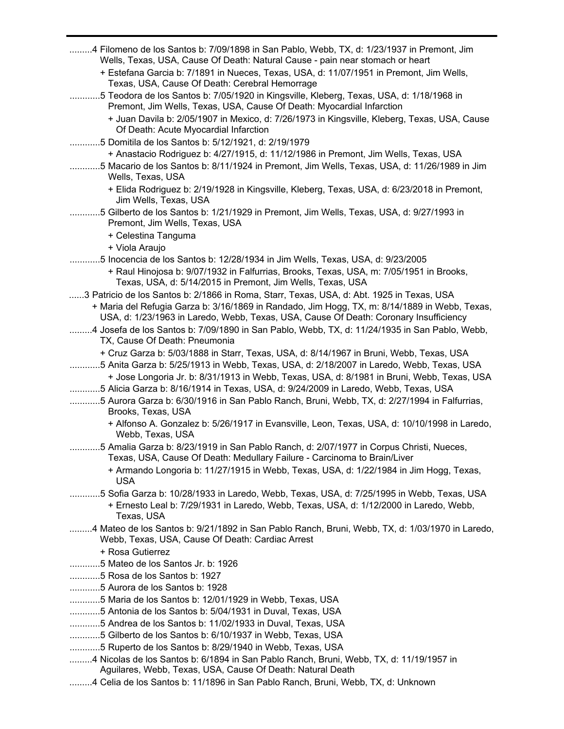.........4 Filomeno de los Santos b: 7/09/1898 in San Pablo, Webb, TX, d: 1/23/1937 in Premont, Jim Wells, Texas, USA, Cause Of Death: Natural Cause - pain near stomach or heart

+ Estefana Garcia b: 7/1891 in Nueces, Texas, USA, d: 11/07/1951 in Premont, Jim Wells, Texas, USA, Cause Of Death: Cerebral Hemorrage

...........5 Teodora de los Santos b: 7/05/1920 in Kingsville, Kleberg, Texas, USA, d: 1/18/1968 in Premont, Jim Wells, Texas, USA, Cause Of Death: Myocardial Infarction

+ Juan Davila b: 2/05/1907 in Mexico, d: 7/26/1973 in Kingsville, Kleberg, Texas, USA, Cause Of Death: Acute Myocardial Infarction

...........5 Domitila de los Santos b: 5/12/1921, d: 2/19/1979

+ Anastacio Rodriguez b: 4/27/1915, d: 11/12/1986 in Premont, Jim Wells, Texas, USA

...........5 Macario de los Santos b: 8/11/1924 in Premont, Jim Wells, Texas, USA, d: 11/26/1989 in Jim Wells, Texas, USA

+ Elida Rodriguez b: 2/19/1928 in Kingsville, Kleberg, Texas, USA, d: 6/23/2018 in Premont, Jim Wells, Texas, USA

...........5 Gilberto de los Santos b: 1/21/1929 in Premont, Jim Wells, Texas, USA, d: 9/27/1993 in Premont, Jim Wells, Texas, USA

+ Celestina Tanguma

+ Viola Araujo

...........5 Inocencia de los Santos b: 12/28/1934 in Jim Wells, Texas, USA, d: 9/23/2005

+ Raul Hinojosa b: 9/07/1932 in Falfurrias, Brooks, Texas, USA, m: 7/05/1951 in Brooks, Texas, USA, d: 5/14/2015 in Premont, Jim Wells, Texas, USA

......3 Patricio de los Santos b: 2/1866 in Roma, Starr, Texas, USA, d: Abt. 1925 in Texas, USA

+ Maria del Refugia Garza b: 3/16/1869 in Randado, Jim Hogg, TX, m: 8/14/1889 in Webb, Texas, USA, d: 1/23/1963 in Laredo, Webb, Texas, USA, Cause Of Death: Coronary Insufficiency

.........4 Josefa de los Santos b: 7/09/1890 in San Pablo, Webb, TX, d: 11/24/1935 in San Pablo, Webb, TX, Cause Of Death: Pneumonia

+ Cruz Garza b: 5/03/1888 in Starr, Texas, USA, d: 8/14/1967 in Bruni, Webb, Texas, USA

...........5 Anita Garza b: 5/25/1913 in Webb, Texas, USA, d: 2/18/2007 in Laredo, Webb, Texas, USA

+ Jose Longoria Jr. b: 8/31/1913 in Webb, Texas, USA, d: 8/1981 in Bruni, Webb, Texas, USA

...........5 Alicia Garza b: 8/16/1914 in Texas, USA, d: 9/24/2009 in Laredo, Webb, Texas, USA

...........5 Aurora Garza b: 6/30/1916 in San Pablo Ranch, Bruni, Webb, TX, d: 2/27/1994 in Falfurrias, Brooks, Texas, USA

+ Alfonso A. Gonzalez b: 5/26/1917 in Evansville, Leon, Texas, USA, d: 10/10/1998 in Laredo, Webb, Texas, USA

...........5 Amalia Garza b: 8/23/1919 in San Pablo Ranch, d: 2/07/1977 in Corpus Christi, Nueces, Texas, USA, Cause Of Death: Medullary Failure - Carcinoma to Brain/Liver

+ Armando Longoria b: 11/27/1915 in Webb, Texas, USA, d: 1/22/1984 in Jim Hogg, Texas, USA

...........5 Sofia Garza b: 10/28/1933 in Laredo, Webb, Texas, USA, d: 7/25/1995 in Webb, Texas, USA

+ Ernesto Leal b: 7/29/1931 in Laredo, Webb, Texas, USA, d: 1/12/2000 in Laredo, Webb, Texas, USA

.........4 Mateo de los Santos b: 9/21/1892 in San Pablo Ranch, Bruni, Webb, TX, d: 1/03/1970 in Laredo, Webb, Texas, USA, Cause Of Death: Cardiac Arrest

+ Rosa Gutierrez

...........5 Mateo de los Santos Jr. b: 1926

...........5 Rosa de los Santos b: 1927

...........5 Aurora de los Santos b: 1928

...........5 Maria de los Santos b: 12/01/1929 in Webb, Texas, USA

...........5 Antonia de los Santos b: 5/04/1931 in Duval, Texas, USA

...........5 Andrea de los Santos b: 11/02/1933 in Duval, Texas, USA

...........5 Gilberto de los Santos b: 6/10/1937 in Webb, Texas, USA

...........5 Ruperto de los Santos b: 8/29/1940 in Webb, Texas, USA

.........4 Nicolas de los Santos b: 6/1894 in San Pablo Ranch, Bruni, Webb, TX, d: 11/19/1957 in Aguilares, Webb, Texas, USA, Cause Of Death: Natural Death

.........4 Celia de los Santos b: 11/1896 in San Pablo Ranch, Bruni, Webb, TX, d: Unknown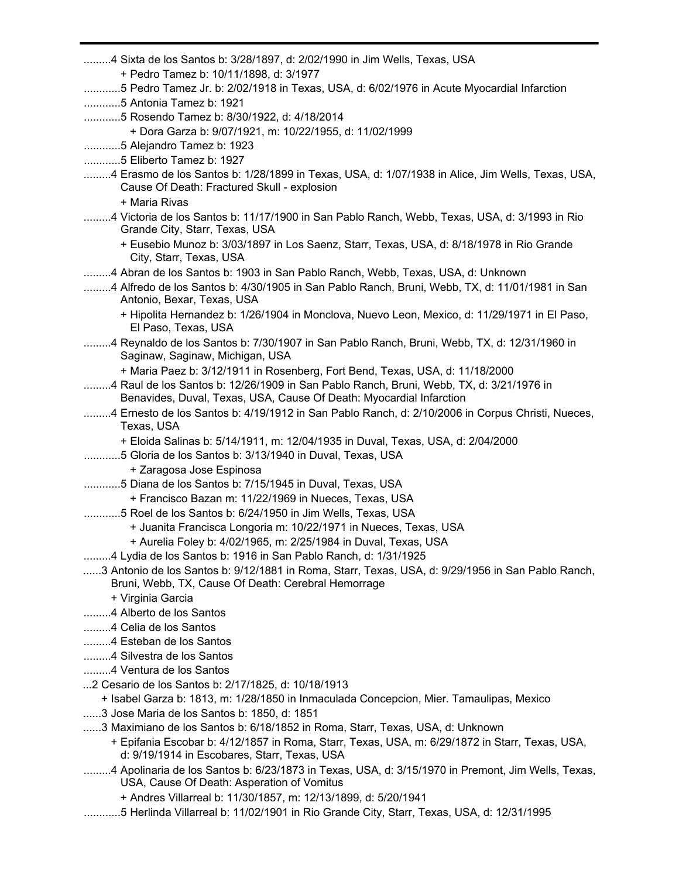.........4 Sixta de los Santos b: 3/28/1897, d: 2/02/1990 in Jim Wells, Texas, USA
+ Pedro Tamez b: 10/11/1898, d: 3/1977
............5 Pedro Tamez Jr. b: 2/02/1918 in Texas, USA, d: 6/02/1976 in Acute Myocardial Infarction
............5 Antonia Tamez b: 1921
............5 Rosendo Tamez b: 8/30/1922, d: 4/18/2014
+ Dora Garza b: 9/07/1921, m: 10/22/1955, d: 11/02/1999
............5 Alejandro Tamez b: 1923
............5 Eliberto Tamez b: 1927
.........4 Erasmo de los Santos b: 1/28/1899 in Texas, USA, d: 1/07/1938 in Alice, Jim Wells, Texas, USA, Cause Of Death: Fractured Skull - explosion
+ Maria Rivas
.........4 Victoria de los Santos b: 11/17/1900 in San Pablo Ranch, Webb, Texas, USA, d: 3/1993 in Rio Grande City, Starr, Texas, USA
+ Eusebio Munoz b: 3/03/1897 in Los Saenz, Starr, Texas, USA, d: 8/18/1978 in Rio Grande City, Starr, Texas, USA
.........4 Abran de los Santos b: 1903 in San Pablo Ranch, Webb, Texas, USA, d: Unknown
.........4 Alfredo de los Santos b: 4/30/1905 in San Pablo Ranch, Bruni, Webb, TX, d: 11/01/1981 in San Antonio, Bexar, Texas, USA
+ Hipolita Hernandez b: 1/26/1904 in Monclova, Nuevo Leon, Mexico, d: 11/29/1971 in El Paso, El Paso, Texas, USA
.........4 Reynaldo de los Santos b: 7/30/1907 in San Pablo Ranch, Bruni, Webb, TX, d: 12/31/1960 in Saginaw, Saginaw, Michigan, USA
+ Maria Paez b: 3/12/1911 in Rosenberg, Fort Bend, Texas, USA, d: 11/18/2000
.........4 Raul de los Santos b: 12/26/1909 in San Pablo Ranch, Bruni, Webb, TX, d: 3/21/1976 in Benavides, Duval, Texas, USA, Cause Of Death: Myocardial Infarction
.........4 Ernesto de los Santos b: 4/19/1912 in San Pablo Ranch, d: 2/10/2006 in Corpus Christi, Nueces, Texas, USA
+ Eloida Salinas b: 5/14/1911, m: 12/04/1935 in Duval, Texas, USA, d: 2/04/2000
............5 Gloria de los Santos b: 3/13/1940 in Duval, Texas, USA
+ Zaragosa Jose Espinosa
............5 Diana de los Santos b: 7/15/1945 in Duval, Texas, USA
+ Francisco Bazan m: 11/22/1969 in Nueces, Texas, USA
............5 Roel de los Santos b: 6/24/1950 in Jim Wells, Texas, USA
+ Juanita Francisca Longoria m: 10/22/1971 in Nueces, Texas, USA
+ Aurelia Foley b: 4/02/1965, m: 2/25/1984 in Duval, Texas, USA
.........4 Lydia de los Santos b: 1916 in San Pablo Ranch, d: 1/31/1925
......3 Antonio de los Santos b: 9/12/1881 in Roma, Starr, Texas, USA, d: 9/29/1956 in San Pablo Ranch, Bruni, Webb, TX, Cause Of Death: Cerebral Hemorrage
+ Virginia Garcia
.........4 Alberto de los Santos
.........4 Celia de los Santos
.........4 Esteban de los Santos
.........4 Silvestra de los Santos
.........4 Ventura de los Santos
...2 Cesario de los Santos b: 2/17/1825, d: 10/18/1913
+ Isabel Garza b: 1813, m: 1/28/1850 in Inmaculada Concepcion, Mier. Tamaulipas, Mexico
......3 Jose Maria de los Santos b: 1850, d: 1851
......3 Maximiano de los Santos b: 6/18/1852 in Roma, Starr, Texas, USA, d: Unknown
+ Epifania Escobar b: 4/12/1857 in Roma, Starr, Texas, USA, m: 6/29/1872 in Starr, Texas, USA, d: 9/19/1914 in Escobares, Starr, Texas, USA
.........4 Apolinaria de los Santos b: 6/23/1873 in Texas, USA, d: 3/15/1970 in Premont, Jim Wells, Texas, USA, Cause Of Death: Asperation of Vomitus
+ Andres Villarreal b: 11/30/1857, m: 12/13/1899, d: 5/20/1941
............5 Herlinda Villarreal b: 11/02/1901 in Rio Grande City, Starr, Texas, USA, d: 12/31/1995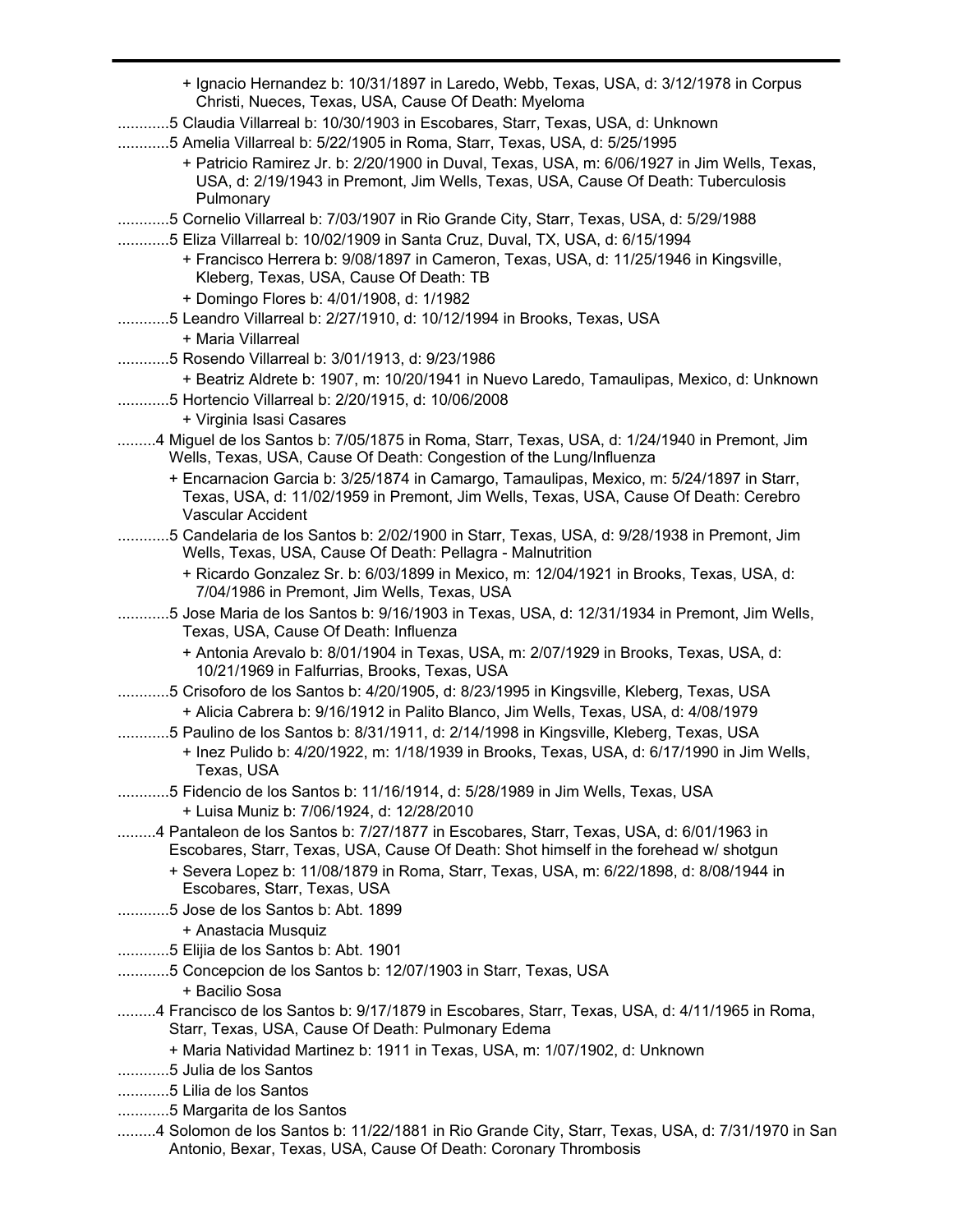+ Ignacio Hernandez b: 10/31/1897 in Laredo, Webb, Texas, USA, d: 3/12/1978 in Corpus Christi, Nueces, Texas, USA, Cause Of Death: Myeloma

............5 Claudia Villarreal b: 10/30/1903 in Escobares, Starr, Texas, USA, d: Unknown

............5 Amelia Villarreal b: 5/22/1905 in Roma, Starr, Texas, USA, d: 5/25/1995

+ Patricio Ramirez Jr. b: 2/20/1900 in Duval, Texas, USA, m: 6/06/1927 in Jim Wells, Texas, USA, d: 2/19/1943 in Premont, Jim Wells, Texas, USA, Cause Of Death: Tuberculosis Pulmonary

............5 Cornelio Villarreal b: 7/03/1907 in Rio Grande City, Starr, Texas, USA, d: 5/29/1988

............5 Eliza Villarreal b: 10/02/1909 in Santa Cruz, Duval, TX, USA, d: 6/15/1994

+ Francisco Herrera b: 9/08/1897 in Cameron, Texas, USA, d: 11/25/1946 in Kingsville, Kleberg, Texas, USA, Cause Of Death: TB

+ Domingo Flores b: 4/01/1908, d: 1/1982

............5 Leandro Villarreal b: 2/27/1910, d: 10/12/1994 in Brooks, Texas, USA

+ Maria Villarreal

............5 Rosendo Villarreal b: 3/01/1913, d: 9/23/1986

+ Beatriz Aldrete b: 1907, m: 10/20/1941 in Nuevo Laredo, Tamaulipas, Mexico, d: Unknown

............5 Hortencio Villarreal b: 2/20/1915, d: 10/06/2008

+ Virginia Isasi Casares

.........4 Miguel de los Santos b: 7/05/1875 in Roma, Starr, Texas, USA, d: 1/24/1940 in Premont, Jim Wells, Texas, USA, Cause Of Death: Congestion of the Lung/Influenza

+ Encarnacion Garcia b: 3/25/1874 in Camargo, Tamaulipas, Mexico, m: 5/24/1897 in Starr, Texas, USA, d: 11/02/1959 in Premont, Jim Wells, Texas, USA, Cause Of Death: Cerebro Vascular Accident

............5 Candelaria de los Santos b: 2/02/1900 in Starr, Texas, USA, d: 9/28/1938 in Premont, Jim Wells, Texas, USA, Cause Of Death: Pellagra - Malnutrition

+ Ricardo Gonzalez Sr. b: 6/03/1899 in Mexico, m: 12/04/1921 in Brooks, Texas, USA, d: 7/04/1986 in Premont, Jim Wells, Texas, USA

............5 Jose Maria de los Santos b: 9/16/1903 in Texas, USA, d: 12/31/1934 in Premont, Jim Wells, Texas, USA, Cause Of Death: Influenza

+ Antonia Arevalo b: 8/01/1904 in Texas, USA, m: 2/07/1929 in Brooks, Texas, USA, d: 10/21/1969 in Falfurrias, Brooks, Texas, USA

............5 Crisoforo de los Santos b: 4/20/1905, d: 8/23/1995 in Kingsville, Kleberg, Texas, USA

+ Alicia Cabrera b: 9/16/1912 in Palito Blanco, Jim Wells, Texas, USA, d: 4/08/1979

............5 Paulino de los Santos b: 8/31/1911, d: 2/14/1998 in Kingsville, Kleberg, Texas, USA

+ Inez Pulido b: 4/20/1922, m: 1/18/1939 in Brooks, Texas, USA, d: 6/17/1990 in Jim Wells, Texas, USA

............5 Fidencio de los Santos b: 11/16/1914, d: 5/28/1989 in Jim Wells, Texas, USA

+ Luisa Muniz b: 7/06/1924, d: 12/28/2010

.........4 Pantaleon de los Santos b: 7/27/1877 in Escobares, Starr, Texas, USA, d: 6/01/1963 in Escobares, Starr, Texas, USA, Cause Of Death: Shot himself in the forehead w/ shotgun

+ Severa Lopez b: 11/08/1879 in Roma, Starr, Texas, USA, m: 6/22/1898, d: 8/08/1944 in Escobares, Starr, Texas, USA

............5 Jose de los Santos b: Abt. 1899

+ Anastacia Musquiz

............5 Elijia de los Santos b: Abt. 1901

............5 Concepcion de los Santos b: 12/07/1903 in Starr, Texas, USA

+ Bacilio Sosa

.........4 Francisco de los Santos b: 9/17/1879 in Escobares, Starr, Texas, USA, d: 4/11/1965 in Roma, Starr, Texas, USA, Cause Of Death: Pulmonary Edema

+ Maria Natividad Martinez b: 1911 in Texas, USA, m: 1/07/1902, d: Unknown

............5 Julia de los Santos

............5 Lilia de los Santos

............5 Margarita de los Santos

.........4 Solomon de los Santos b: 11/22/1881 in Rio Grande City, Starr, Texas, USA, d: 7/31/1970 in San Antonio, Bexar, Texas, USA, Cause Of Death: Coronary Thrombosis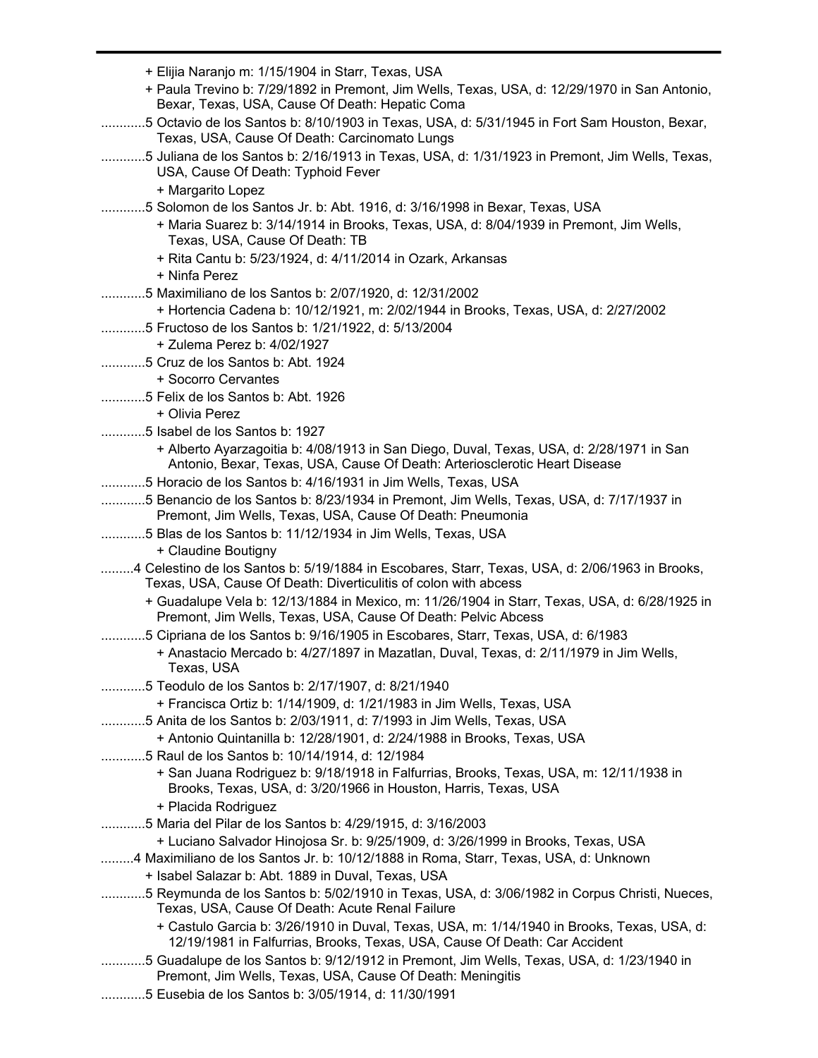+ Elijia Naranjo m: 1/15/1904 in Starr, Texas, USA

+ Paula Trevino b: 7/29/1892 in Premont, Jim Wells, Texas, USA, d: 12/29/1970 in San Antonio, Bexar, Texas, USA, Cause Of Death: Hepatic Coma

............5 Octavio de los Santos b: 8/10/1903 in Texas, USA, d: 5/31/1945 in Fort Sam Houston, Bexar, Texas, USA, Cause Of Death: Carcinomato Lungs

............5 Juliana de los Santos b: 2/16/1913 in Texas, USA, d: 1/31/1923 in Premont, Jim Wells, Texas, USA, Cause Of Death: Typhoid Fever

+ Margarito Lopez

............5 Solomon de los Santos Jr. b: Abt. 1916, d: 3/16/1998 in Bexar, Texas, USA

+ Maria Suarez b: 3/14/1914 in Brooks, Texas, USA, d: 8/04/1939 in Premont, Jim Wells, Texas, USA, Cause Of Death: TB

+ Rita Cantu b: 5/23/1924, d: 4/11/2014 in Ozark, Arkansas

+ Ninfa Perez

............5 Maximiliano de los Santos b: 2/07/1920, d: 12/31/2002

+ Hortencia Cadena b: 10/12/1921, m: 2/02/1944 in Brooks, Texas, USA, d: 2/27/2002

............5 Fructoso de los Santos b: 1/21/1922, d: 5/13/2004

+ Zulema Perez b: 4/02/1927

............5 Cruz de los Santos b: Abt. 1924

+ Socorro Cervantes

............5 Felix de los Santos b: Abt. 1926

+ Olivia Perez

............5 Isabel de los Santos b: 1927

+ Alberto Ayarzagoitia b: 4/08/1913 in San Diego, Duval, Texas, USA, d: 2/28/1971 in San Antonio, Bexar, Texas, USA, Cause Of Death: Arteriosclerotic Heart Disease

............5 Horacio de los Santos b: 4/16/1931 in Jim Wells, Texas, USA

............5 Benancio de los Santos b: 8/23/1934 in Premont, Jim Wells, Texas, USA, d: 7/17/1937 in Premont, Jim Wells, Texas, USA, Cause Of Death: Pneumonia

............5 Blas de los Santos b: 11/12/1934 in Jim Wells, Texas, USA

+ Claudine Boutigny

.........4 Celestino de los Santos b: 5/19/1884 in Escobares, Starr, Texas, USA, d: 2/06/1963 in Brooks, Texas, USA, Cause Of Death: Diverticulitis of colon with abcess

+ Guadalupe Vela b: 12/13/1884 in Mexico, m: 11/26/1904 in Starr, Texas, USA, d: 6/28/1925 in Premont, Jim Wells, Texas, USA, Cause Of Death: Pelvic Abcess

............5 Cipriana de los Santos b: 9/16/1905 in Escobares, Starr, Texas, USA, d: 6/1983

+ Anastacio Mercado b: 4/27/1897 in Mazatlan, Duval, Texas, d: 2/11/1979 in Jim Wells, Texas, USA

............5 Teodulo de los Santos b: 2/17/1907, d: 8/21/1940

+ Francisca Ortiz b: 1/14/1909, d: 1/21/1983 in Jim Wells, Texas, USA

............5 Anita de los Santos b: 2/03/1911, d: 7/1993 in Jim Wells, Texas, USA

+ Antonio Quintanilla b: 12/28/1901, d: 2/24/1988 in Brooks, Texas, USA

............5 Raul de los Santos b: 10/14/1914, d: 12/1984

+ San Juana Rodriguez b: 9/18/1918 in Falfurrias, Brooks, Texas, USA, m: 12/11/1938 in Brooks, Texas, USA, d: 3/20/1966 in Houston, Harris, Texas, USA

+ Placida Rodriguez

............5 Maria del Pilar de los Santos b: 4/29/1915, d: 3/16/2003

+ Luciano Salvador Hinojosa Sr. b: 9/25/1909, d: 3/26/1999 in Brooks, Texas, USA

.........4 Maximiliano de los Santos Jr. b: 10/12/1888 in Roma, Starr, Texas, USA, d: Unknown

+ Isabel Salazar b: Abt. 1889 in Duval, Texas, USA

............5 Reymunda de los Santos b: 5/02/1910 in Texas, USA, d: 3/06/1982 in Corpus Christi, Nueces, Texas, USA, Cause Of Death: Acute Renal Failure

+ Castulo Garcia b: 3/26/1910 in Duval, Texas, USA, m: 1/14/1940 in Brooks, Texas, USA, d: 12/19/1981 in Falfurrias, Brooks, Texas, USA, Cause Of Death: Car Accident

............5 Guadalupe de los Santos b: 9/12/1912 in Premont, Jim Wells, Texas, USA, d: 1/23/1940 in Premont, Jim Wells, Texas, USA, Cause Of Death: Meningitis

............5 Eusebia de los Santos b: 3/05/1914, d: 11/30/1991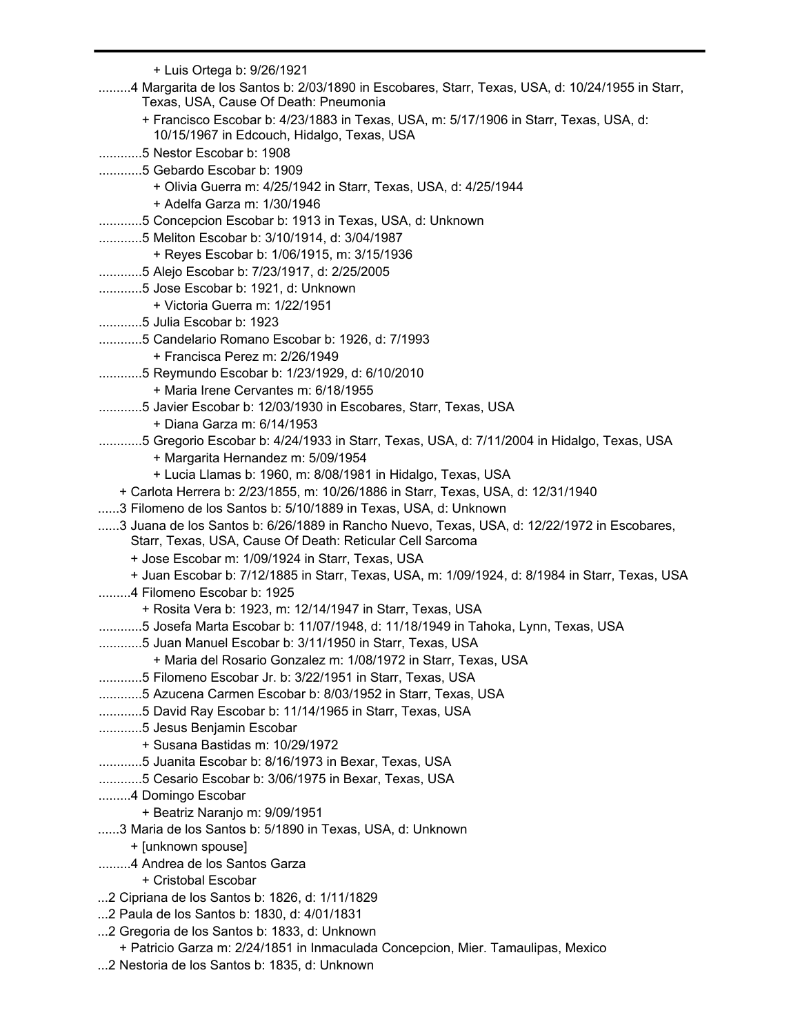+ Luis Ortega b: 9/26/1921

.........4 Margarita de los Santos b: 2/03/1890 in Escobares, Starr, Texas, USA, d: 10/24/1955 in Starr, Texas, USA, Cause Of Death: Pneumonia

+ Francisco Escobar b: 4/23/1883 in Texas, USA, m: 5/17/1906 in Starr, Texas, USA, d: 10/15/1967 in Edcouch, Hidalgo, Texas, USA

............5 Nestor Escobar b: 1908

............5 Gebardo Escobar b: 1909

+ Olivia Guerra m: 4/25/1942 in Starr, Texas, USA, d: 4/25/1944

+ Adelfa Garza m: 1/30/1946

............5 Concepcion Escobar b: 1913 in Texas, USA, d: Unknown

............5 Meliton Escobar b: 3/10/1914, d: 3/04/1987

+ Reyes Escobar b: 1/06/1915, m: 3/15/1936

............5 Alejo Escobar b: 7/23/1917, d: 2/25/2005

............5 Jose Escobar b: 1921, d: Unknown

+ Victoria Guerra m: 1/22/1951

............5 Julia Escobar b: 1923

............5 Candelario Romano Escobar b: 1926, d: 7/1993

+ Francisca Perez m: 2/26/1949

............5 Reymundo Escobar b: 1/23/1929, d: 6/10/2010

+ Maria Irene Cervantes m: 6/18/1955

............5 Javier Escobar b: 12/03/1930 in Escobares, Starr, Texas, USA

+ Diana Garza m: 6/14/1953

............5 Gregorio Escobar b: 4/24/1933 in Starr, Texas, USA, d: 7/11/2004 in Hidalgo, Texas, USA

+ Margarita Hernandez m: 5/09/1954

+ Lucia Llamas b: 1960, m: 8/08/1981 in Hidalgo, Texas, USA

+ Carlota Herrera b: 2/23/1855, m: 10/26/1886 in Starr, Texas, USA, d: 12/31/1940

......3 Filomeno de los Santos b: 5/10/1889 in Texas, USA, d: Unknown

......3 Juana de los Santos b: 6/26/1889 in Rancho Nuevo, Texas, USA, d: 12/22/1972 in Escobares, Starr, Texas, USA, Cause Of Death: Reticular Cell Sarcoma

+ Jose Escobar m: 1/09/1924 in Starr, Texas, USA

+ Juan Escobar b: 7/12/1885 in Starr, Texas, USA, m: 1/09/1924, d: 8/1984 in Starr, Texas, USA

.........4 Filomeno Escobar b: 1925

+ Rosita Vera b: 1923, m: 12/14/1947 in Starr, Texas, USA

............5 Josefa Marta Escobar b: 11/07/1948, d: 11/18/1949 in Tahoka, Lynn, Texas, USA

............5 Juan Manuel Escobar b: 3/11/1950 in Starr, Texas, USA

+ Maria del Rosario Gonzalez m: 1/08/1972 in Starr, Texas, USA

............5 Filomeno Escobar Jr. b: 3/22/1951 in Starr, Texas, USA

............5 Azucena Carmen Escobar b: 8/03/1952 in Starr, Texas, USA

............5 David Ray Escobar b: 11/14/1965 in Starr, Texas, USA

............5 Jesus Benjamin Escobar

+ Susana Bastidas m: 10/29/1972

............5 Juanita Escobar b: 8/16/1973 in Bexar, Texas, USA

............5 Cesario Escobar b: 3/06/1975 in Bexar, Texas, USA

.........4 Domingo Escobar

+ Beatriz Naranjo m: 9/09/1951

......3 Maria de los Santos b: 5/1890 in Texas, USA, d: Unknown

+ [unknown spouse]

.........4 Andrea de los Santos Garza

+ Cristobal Escobar

...2 Cipriana de los Santos b: 1826, d: 1/11/1829

...2 Paula de los Santos b: 1830, d: 4/01/1831

...2 Gregoria de los Santos b: 1833, d: Unknown

+ Patricio Garza m: 2/24/1851 in Inmaculada Concepcion, Mier. Tamaulipas, Mexico

...2 Nestoria de los Santos b: 1835, d: Unknown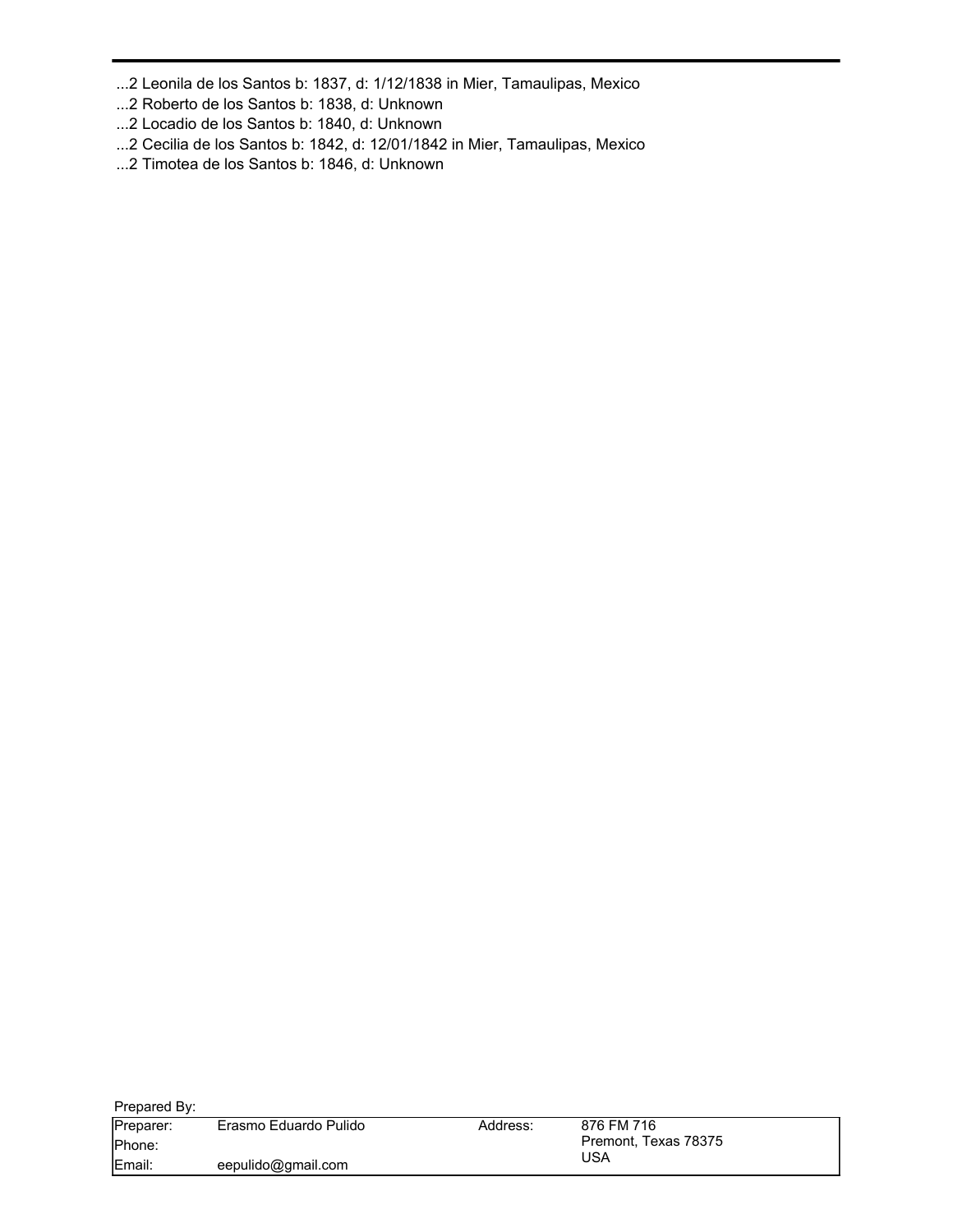...2 Leonila de los Santos b: 1837, d: 1/12/1838 in Mier, Tamaulipas, Mexico

...2 Roberto de los Santos b: 1838, d: Unknown

...2 Locadio de los Santos b: 1840, d: Unknown

...2 Cecilia de los Santos b: 1842, d: 12/01/1842 in Mier, Tamaulipas, Mexico

...2 Timotea de los Santos b: 1846, d: Unknown

Prepared By:

| | | | |
|---|---|---|---|
| Preparer: | Erasmo Eduardo Pulido | Address: | 876 FM 716 |
| Phone: | | | Premont, Texas 78375 |
| Email: | eepulido@gmail.com | | USA |